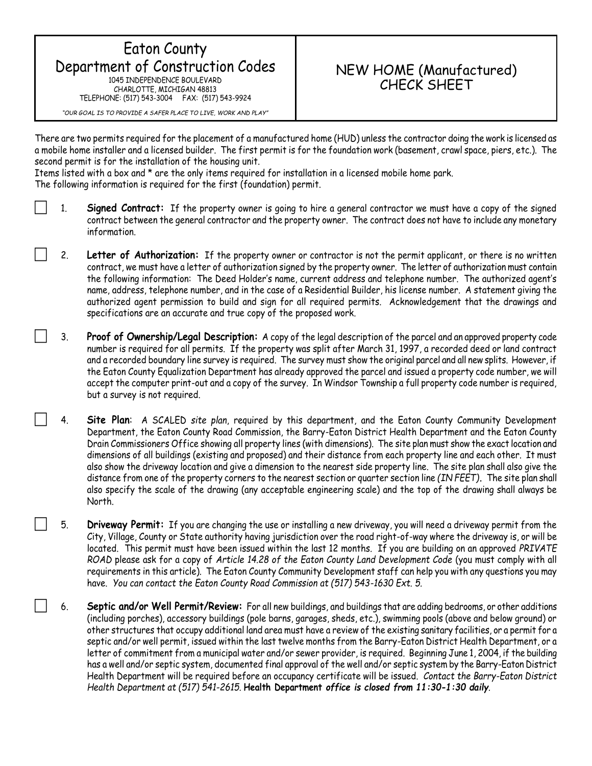# Eaton County Department of Construction Codes

1045 INDEPENDENCE BOULEVARD
CHARLOTTE, MICHIGAN 48813
TELEPHONE: (517) 543-3004 FAX: (517) 543-9924

*"OUR GOAL IS TO PROVIDE A SAFER PLACE TO LIVE, WORK AND PLAY"*

## NEW HOME (Manufactured) CHECK SHEET

There are two permits required for the placement of a manufactured home (HUD) unless the contractor doing the work is licensed as a mobile home installer and a licensed builder. The first permit is for the foundation work (basement, crawl space, piers, etc.). The second permit is for the installation of the housing unit.
Items listed with a box and * are the only items required for installation in a licensed mobile home park.
The following information is required for the first (foundation) permit.

☐ 1. **Signed Contract:** If the property owner is going to hire a general contractor we must have a copy of the signed contract between the general contractor and the property owner. The contract does not have to include any monetary information.

☐ 2. **Letter of Authorization:** If the property owner or contractor is not the permit applicant, or there is no written contract, we must have a letter of authorization signed by the property owner. The letter of authorization must contain the following information: The Deed Holder's name, current address and telephone number. The authorized agent's name, address, telephone number, and in the case of a Residential Builder, his license number. A statement giving the authorized agent permission to build and sign for all required permits. Acknowledgement that the drawings and specifications are an accurate and true copy of the proposed work.

☐ 3. **Proof of Ownership/Legal Description:** A copy of the legal description of the parcel and an approved property code number is required for all permits. If the property was split after March 31, 1997, a recorded deed or land contract and a recorded boundary line survey is required. The survey must show the original parcel and all new splits. However, if the Eaton County Equalization Department has already approved the parcel and issued a property code number, we will accept the computer print-out and a copy of the survey. In Windsor Township a full property code number is required, but a survey is not required.

☐ 4. **Site Plan**: A SCALED *site plan*, required by this department, and the Eaton County Community Development Department, the Eaton County Road Commission, the Barry-Eaton District Health Department and the Eaton County Drain Commissioners Office showing all property lines (with dimensions). The site plan must show the exact location and dimensions of all buildings (existing and proposed) and their distance from each property line and each other. It must also show the driveway location and give a dimension to the nearest side property line. The site plan shall also give the distance from one of the property corners to the nearest section or quarter section line *(IN FEET)*. The site plan shall also specify the scale of the drawing (any acceptable engineering scale) and the top of the drawing shall always be North.

☐ 5. **Driveway Permit:** If you are changing the use or installing a new driveway, you will need a driveway permit from the City, Village, County or State authority having jurisdiction over the road right-of-way where the driveway is, or will be located. This permit must have been issued within the last 12 months. If you are building on an approved *PRIVATE ROAD* please ask for a copy of *Article 14.28 of the Eaton County Land Development Code* (you must comply with all requirements in this article). The Eaton County Community Development staff can help you with any questions you may have. *You can contact the Eaton County Road Commission at (517) 543-1630 Ext. 5.*

☐ 6. **Septic and/or Well Permit/Review:** For all new buildings, and buildings that are adding bedrooms, or other additions (including porches), accessory buildings (pole barns, garages, sheds, etc.), swimming pools (above and below ground) or other structures that occupy additional land area must have a review of the existing sanitary facilities, or a permit for a septic and/or well permit, issued within the last twelve months from the Barry-Eaton District Health Department, or a letter of commitment from a municipal water and/or sewer provider, is required. Beginning June 1, 2004, if the building has a well and/or septic system, documented final approval of the well and/or septic system by the Barry-Eaton District Health Department will be required before an occupancy certificate will be issued. *Contact the Barry-Eaton District Health Department at (517) 541-2615.* **Health Department *office is closed from 11:30-1:30 daily*.**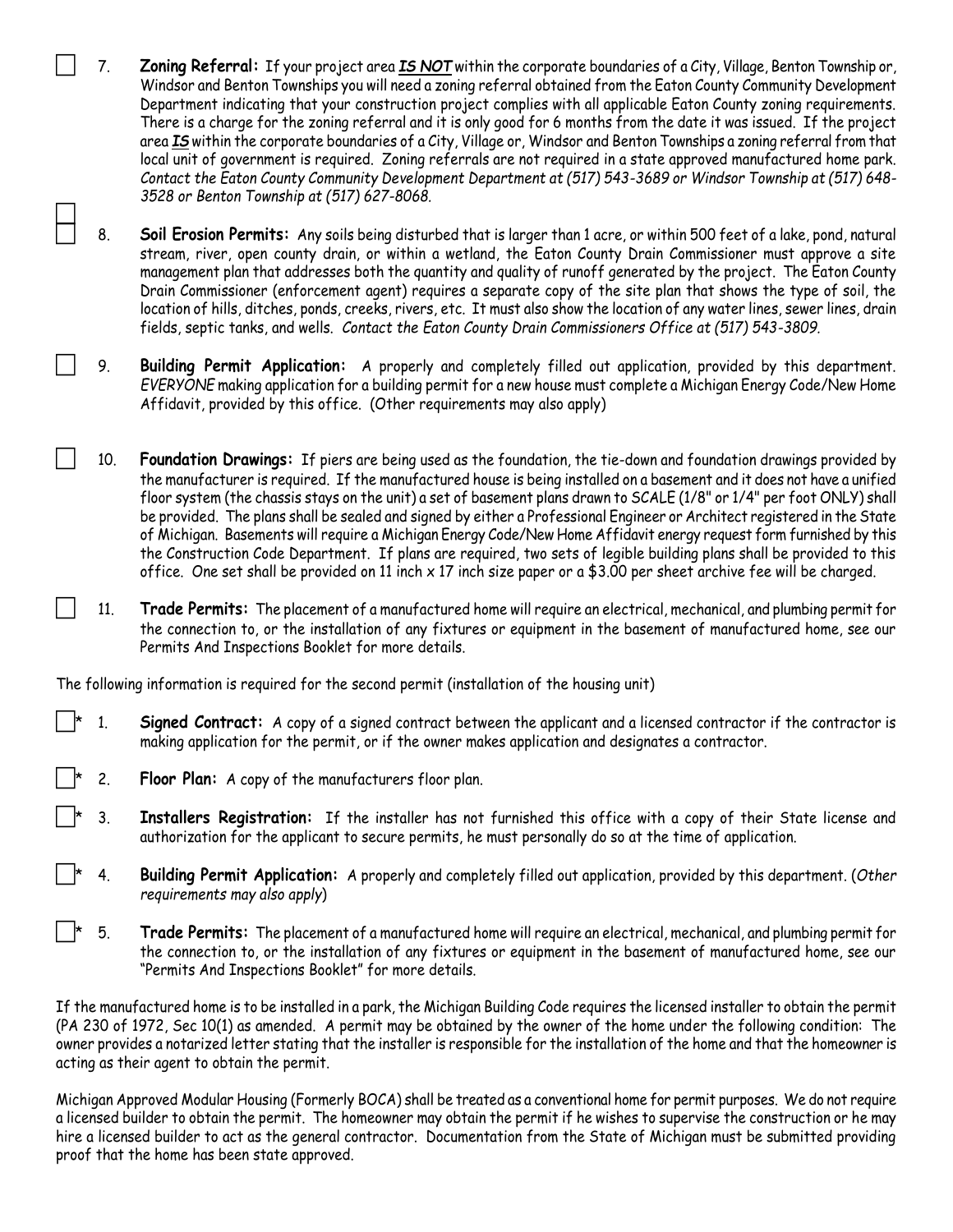- ☐ 7. **Zoning Referral:** If your project area ***IS NOT*** within the corporate boundaries of a City, Village, Benton Township or, Windsor and Benton Townships you will need a zoning referral obtained from the Eaton County Community Development Department indicating that your construction project complies with all applicable Eaton County zoning requirements. There is a charge for the zoning referral and it is only good for 6 months from the date it was issued. If the project area ***IS*** within the corporate boundaries of a City, Village or, Windsor and Benton Townships a zoning referral from that local unit of government is required. Zoning referrals are not required in a state approved manufactured home park. *Contact the Eaton County Community Development Department at (517) 543-3689 or Windsor Township at (517) 648-3528 or Benton Township at (517) 627-8068.*

- ☐ 8. **Soil Erosion Permits:** Any soils being disturbed that is larger than 1 acre, or within 500 feet of a lake, pond, natural stream, river, open county drain, or within a wetland, the Eaton County Drain Commissioner must approve a site management plan that addresses both the quantity and quality of runoff generated by the project. The Eaton County Drain Commissioner (enforcement agent) requires a separate copy of the site plan that shows the type of soil, the location of hills, ditches, ponds, creeks, rivers, etc. It must also show the location of any water lines, sewer lines, drain fields, septic tanks, and wells. *Contact the Eaton County Drain Commissioners Office at (517) 543-3809.*

- ☐ 9. **Building Permit Application:** A properly and completely filled out application, provided by this department. *EVERYONE* making application for a building permit for a new house must complete a Michigan Energy Code/New Home Affidavit, provided by this office. (Other requirements may also apply)

- ☐ 10. **Foundation Drawings:** If piers are being used as the foundation, the tie-down and foundation drawings provided by the manufacturer is required. If the manufactured house is being installed on a basement and it does not have a unified floor system (the chassis stays on the unit) a set of basement plans drawn to SCALE (1/8" or 1/4" per foot ONLY) shall be provided. The plans shall be sealed and signed by either a Professional Engineer or Architect registered in the State of Michigan. Basements will require a Michigan Energy Code/New Home Affidavit energy request form furnished by this the Construction Code Department. If plans are required, two sets of legible building plans shall be provided to this office. One set shall be provided on 11 inch x 17 inch size paper or a $3.00 per sheet archive fee will be charged.

- ☐ 11. **Trade Permits:** The placement of a manufactured home will require an electrical, mechanical, and plumbing permit for the connection to, or the installation of any fixtures or equipment in the basement of manufactured home, see our Permits And Inspections Booklet for more details.

The following information is required for the second permit (installation of the housing unit)

- ☐* 1. **Signed Contract:** A copy of a signed contract between the applicant and a licensed contractor if the contractor is making application for the permit, or if the owner makes application and designates a contractor.

- ☐* 2. **Floor Plan:** A copy of the manufacturers floor plan.

- ☐* 3. **Installers Registration:** If the installer has not furnished this office with a copy of their State license and authorization for the applicant to secure permits, he must personally do so at the time of application.

- ☐* 4. **Building Permit Application:** A properly and completely filled out application, provided by this department. (*Other requirements may also apply*)

- ☐* 5. **Trade Permits:** The placement of a manufactured home will require an electrical, mechanical, and plumbing permit for the connection to, or the installation of any fixtures or equipment in the basement of manufactured home, see our "Permits And Inspections Booklet" for more details.

If the manufactured home is to be installed in a park, the Michigan Building Code requires the licensed installer to obtain the permit (PA 230 of 1972, Sec 10(1) as amended. A permit may be obtained by the owner of the home under the following condition: The owner provides a notarized letter stating that the installer is responsible for the installation of the home and that the homeowner is acting as their agent to obtain the permit.

Michigan Approved Modular Housing (Formerly BOCA) shall be treated as a conventional home for permit purposes. We do not require a licensed builder to obtain the permit. The homeowner may obtain the permit if he wishes to supervise the construction or he may hire a licensed builder to act as the general contractor. Documentation from the State of Michigan must be submitted providing proof that the home has been state approved.